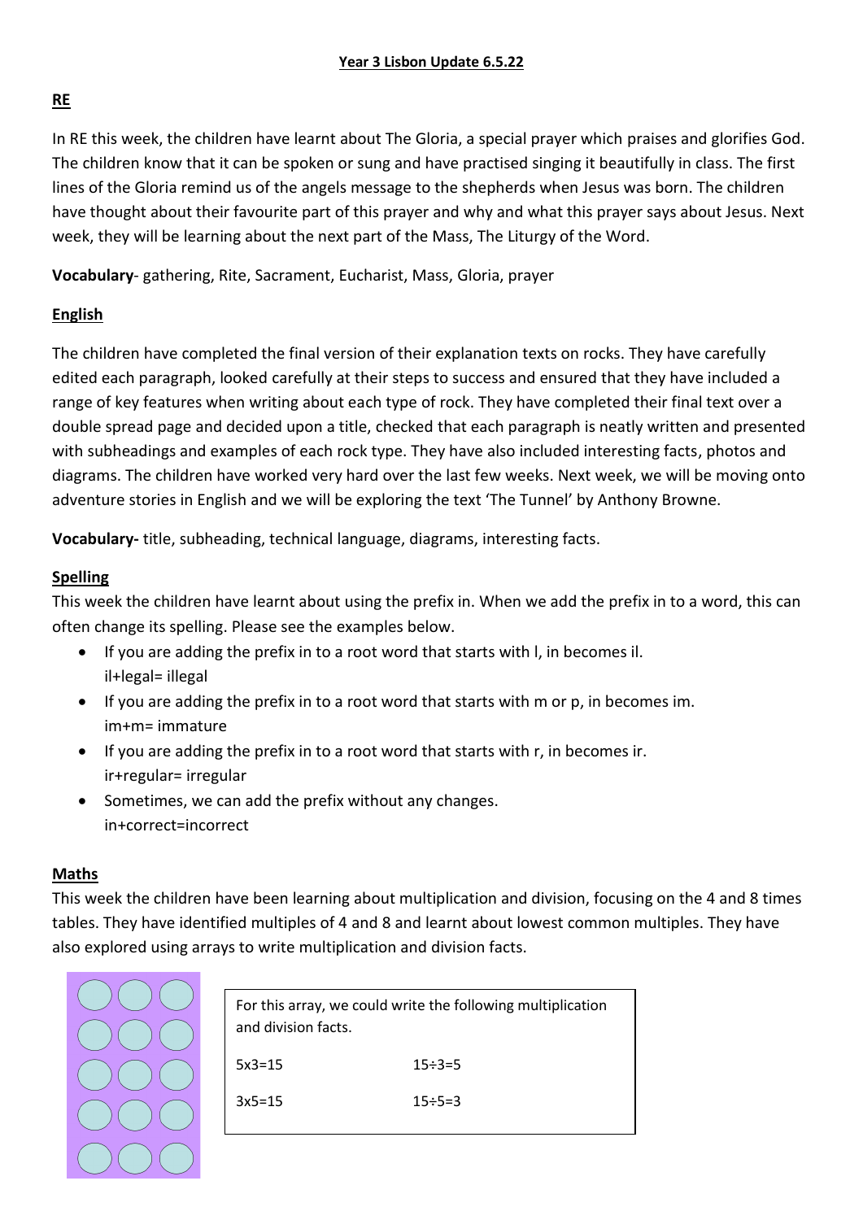# Year 3 Lisbon Update 6.5.22

## RE

In RE this week, the children have learnt about The Gloria, a special prayer which praises and glorifies God. The children know that it can be spoken or sung and have practised singing it beautifully in class. The first lines of the Gloria remind us of the angels message to the shepherds when Jesus was born. The children have thought about their favourite part of this prayer and why and what this prayer says about Jesus. Next week, they will be learning about the next part of the Mass, The Liturgy of the Word.

**Vocabulary**- gathering, Rite, Sacrament, Eucharist, Mass, Gloria, prayer

## English

The children have completed the final version of their explanation texts on rocks. They have carefully edited each paragraph, looked carefully at their steps to success and ensured that they have included a range of key features when writing about each type of rock. They have completed their final text over a double spread page and decided upon a title, checked that each paragraph is neatly written and presented with subheadings and examples of each rock type. They have also included interesting facts, photos and diagrams. The children have worked very hard over the last few weeks. Next week, we will be moving onto adventure stories in English and we will be exploring the text 'The Tunnel' by Anthony Browne.

**Vocabulary-** title, subheading, technical language, diagrams, interesting facts.

## Spelling

This week the children have learnt about using the prefix in. When we add the prefix in to a word, this can often change its spelling. Please see the examples below.

- If you are adding the prefix in to a root word that starts with l, in becomes il.
  il+legal= illegal
- If you are adding the prefix in to a root word that starts with m or p, in becomes im.
  im+m= immature
- If you are adding the prefix in to a root word that starts with r, in becomes ir.
  ir+regular= irregular
- Sometimes, we can add the prefix without any changes.
  in+correct=incorrect

## Maths

This week the children have been learning about multiplication and division, focusing on the 4 and 8 times tables. They have identified multiples of 4 and 8 and learnt about lowest common multiples. They have also explored using arrays to write multiplication and division facts.

For this array, we could write the following multiplication and division facts.

| | |
|---|---|
| 5x3=15 | 15÷3=5 |
| 3x5=15 | 15÷5=3 |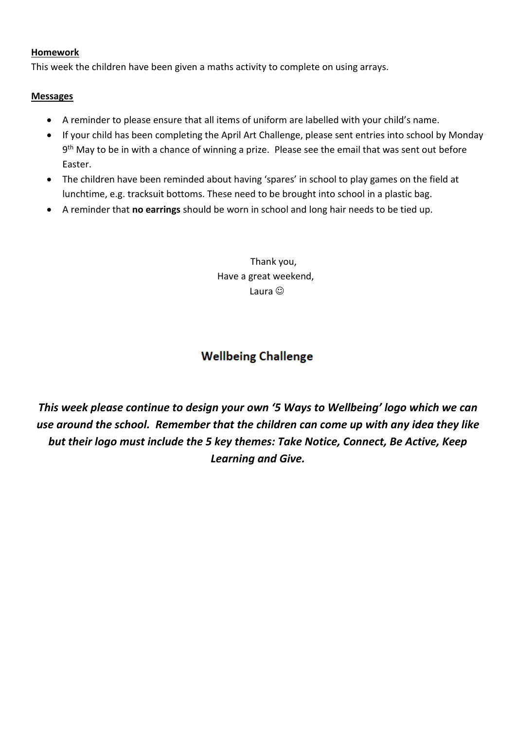**Homework**

This week the children have been given a maths activity to complete on using arrays.

**Messages**

- A reminder to please ensure that all items of uniform are labelled with your child's name.
- If your child has been completing the April Art Challenge, please sent entries into school by Monday 9th May to be in with a chance of winning a prize. Please see the email that was sent out before Easter.
- The children have been reminded about having 'spares' in school to play games on the field at lunchtime, e.g. tracksuit bottoms. These need to be brought into school in a plastic bag.
- A reminder that **no earrings** should be worn in school and long hair needs to be tied up.

Thank you,
Have a great weekend,
Laura ☺

## Wellbeing Challenge

***This week please continue to design your own '5 Ways to Wellbeing' logo which we can use around the school. Remember that the children can come up with any idea they like but their logo must include the 5 key themes: Take Notice, Connect, Be Active, Keep Learning and Give.***